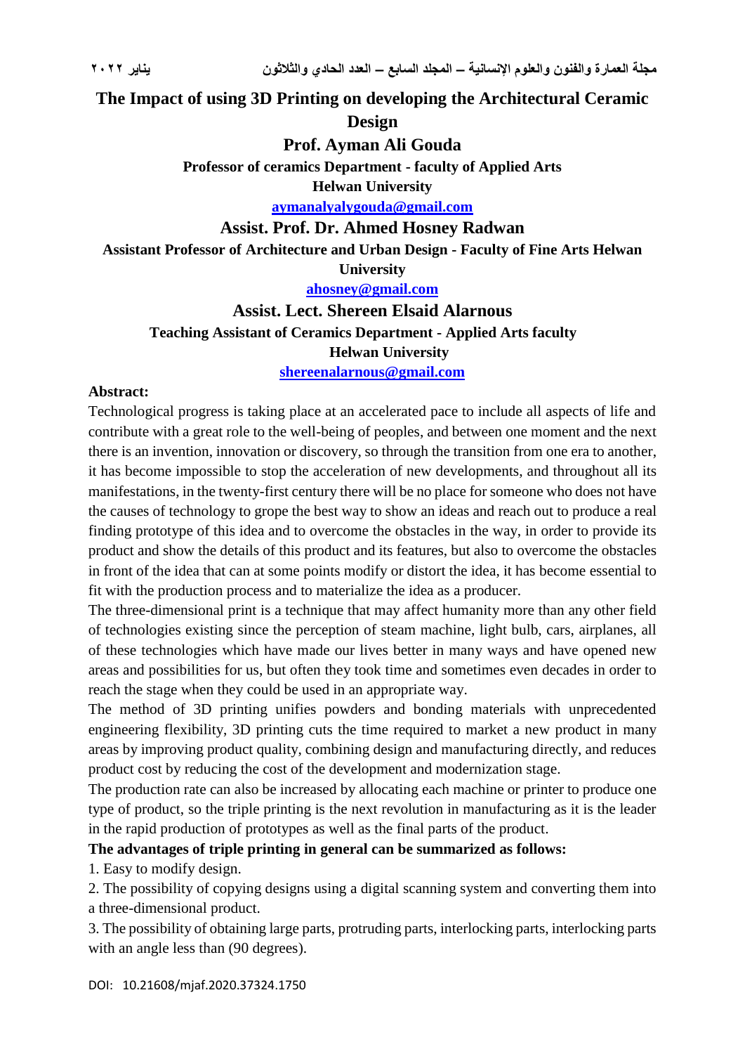# The Impact of using 3D Printing on developing the Architectural Ceramic Design

**Prof. Ayman Ali Gouda**

**Professor of ceramics Department - faculty of Applied Arts**

**Helwan University**

**aymanalyalygouda@gmail.com**

**Assist. Prof. Dr. Ahmed Hosney Radwan**

**Assistant Professor of Architecture and Urban Design - Faculty of Fine Arts Helwan University**

**ahosney@gmail.com**

**Assist. Lect. Shereen Elsaid Alarnous**

**Teaching Assistant of Ceramics Department - Applied Arts faculty**

**Helwan University**

**shereenalarnous@gmail.com**

**Abstract:**

Technological progress is taking place at an accelerated pace to include all aspects of life and contribute with a great role to the well-being of peoples, and between one moment and the next there is an invention, innovation or discovery, so through the transition from one era to another, it has become impossible to stop the acceleration of new developments, and throughout all its manifestations, in the twenty-first century there will be no place for someone who does not have the causes of technology to grope the best way to show an ideas and reach out to produce a real finding prototype of this idea and to overcome the obstacles in the way, in order to provide its product and show the details of this product and its features, but also to overcome the obstacles in front of the idea that can at some points modify or distort the idea, it has become essential to fit with the production process and to materialize the idea as a producer.

The three-dimensional print is a technique that may affect humanity more than any other field of technologies existing since the perception of steam machine, light bulb, cars, airplanes, all of these technologies which have made our lives better in many ways and have opened new areas and possibilities for us, but often they took time and sometimes even decades in order to reach the stage when they could be used in an appropriate way.

The method of 3D printing unifies powders and bonding materials with unprecedented engineering flexibility, 3D printing cuts the time required to market a new product in many areas by improving product quality, combining design and manufacturing directly, and reduces product cost by reducing the cost of the development and modernization stage.

The production rate can also be increased by allocating each machine or printer to produce one type of product, so the triple printing is the next revolution in manufacturing as it is the leader in the rapid production of prototypes as well as the final parts of the product.

**The advantages of triple printing in general can be summarized as follows:**

1. Easy to modify design.
2. The possibility of copying designs using a digital scanning system and converting them into a three-dimensional product.
3. The possibility of obtaining large parts, protruding parts, interlocking parts, interlocking parts with an angle less than (90 degrees).

DOI: 10.21608/mjaf.2020.37324.1750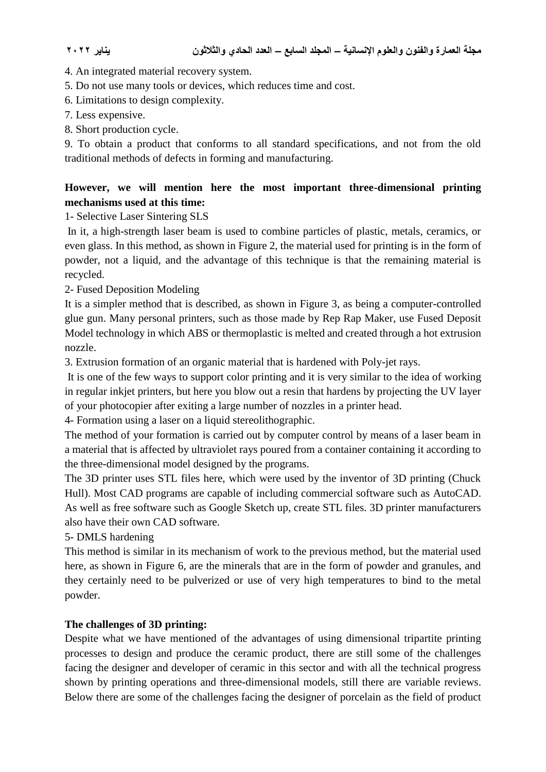4. An integrated material recovery system.
5. Do not use many tools or devices, which reduces time and cost.
6. Limitations to design complexity.
7. Less expensive.
8. Short production cycle.
9. To obtain a product that conforms to all standard specifications, and not from the old traditional methods of defects in forming and manufacturing.

**However, we will mention here the most important three-dimensional printing mechanisms used at this time:**

1- Selective Laser Sintering SLS

In it, a high-strength laser beam is used to combine particles of plastic, metals, ceramics, or even glass. In this method, as shown in Figure 2, the material used for printing is in the form of powder, not a liquid, and the advantage of this technique is that the remaining material is recycled.

2- Fused Deposition Modeling

It is a simpler method that is described, as shown in Figure 3, as being a computer-controlled glue gun. Many personal printers, such as those made by Rep Rap Maker, use Fused Deposit Model technology in which ABS or thermoplastic is melted and created through a hot extrusion nozzle.

3. Extrusion formation of an organic material that is hardened with Poly-jet rays.

It is one of the few ways to support color printing and it is very similar to the idea of working in regular inkjet printers, but here you blow out a resin that hardens by projecting the UV layer of your photocopier after exiting a large number of nozzles in a printer head.

4- Formation using a laser on a liquid stereolithographic.

The method of your formation is carried out by computer control by means of a laser beam in a material that is affected by ultraviolet rays poured from a container containing it according to the three-dimensional model designed by the programs.

The 3D printer uses STL files here, which were used by the inventor of 3D printing (Chuck Hull). Most CAD programs are capable of including commercial software such as AutoCAD. As well as free software such as Google Sketch up, create STL files. 3D printer manufacturers also have their own CAD software.

5- DMLS hardening

This method is similar in its mechanism of work to the previous method, but the material used here, as shown in Figure 6, are the minerals that are in the form of powder and granules, and they certainly need to be pulverized or use of very high temperatures to bind to the metal powder.

**The challenges of 3D printing:**

Despite what we have mentioned of the advantages of using dimensional tripartite printing processes to design and produce the ceramic product, there are still some of the challenges facing the designer and developer of ceramic in this sector and with all the technical progress shown by printing operations and three-dimensional models, still there are variable reviews. Below there are some of the challenges facing the designer of porcelain as the field of product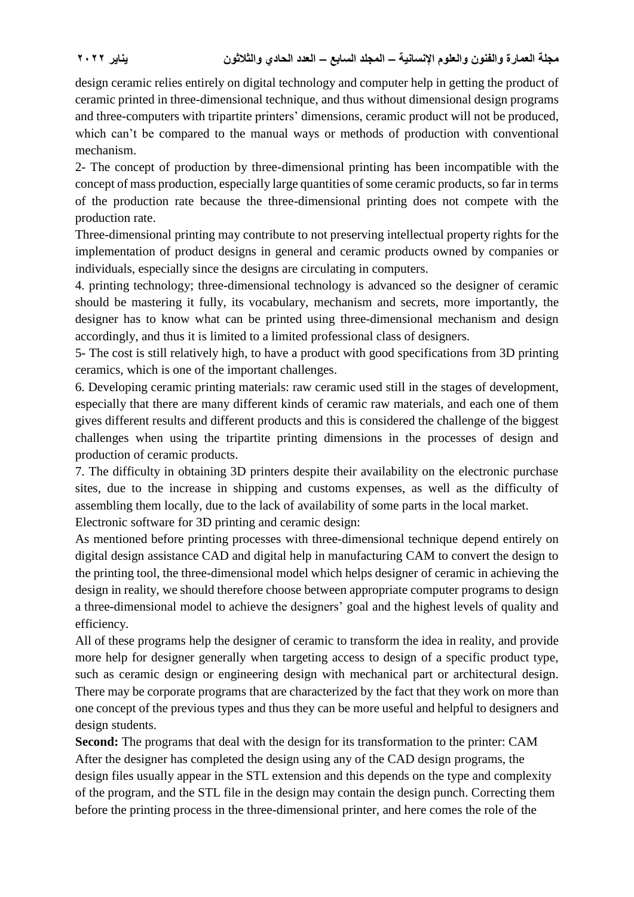design ceramic relies entirely on digital technology and computer help in getting the product of ceramic printed in three-dimensional technique, and thus without dimensional design programs and three-computers with tripartite printers' dimensions, ceramic product will not be produced, which can't be compared to the manual ways or methods of production with conventional mechanism.

2- The concept of production by three-dimensional printing has been incompatible with the concept of mass production, especially large quantities of some ceramic products, so far in terms of the production rate because the three-dimensional printing does not compete with the production rate.

Three-dimensional printing may contribute to not preserving intellectual property rights for the implementation of product designs in general and ceramic products owned by companies or individuals, especially since the designs are circulating in computers.

4. printing technology; three-dimensional technology is advanced so the designer of ceramic should be mastering it fully, its vocabulary, mechanism and secrets, more importantly, the designer has to know what can be printed using three-dimensional mechanism and design accordingly, and thus it is limited to a limited professional class of designers.

5- The cost is still relatively high, to have a product with good specifications from 3D printing ceramics, which is one of the important challenges.

6. Developing ceramic printing materials: raw ceramic used still in the stages of development, especially that there are many different kinds of ceramic raw materials, and each one of them gives different results and different products and this is considered the challenge of the biggest challenges when using the tripartite printing dimensions in the processes of design and production of ceramic products.

7. The difficulty in obtaining 3D printers despite their availability on the electronic purchase sites, due to the increase in shipping and customs expenses, as well as the difficulty of assembling them locally, due to the lack of availability of some parts in the local market.

Electronic software for 3D printing and ceramic design:

As mentioned before printing processes with three-dimensional technique depend entirely on digital design assistance CAD and digital help in manufacturing CAM to convert the design to the printing tool, the three-dimensional model which helps designer of ceramic in achieving the design in reality, we should therefore choose between appropriate computer programs to design a three-dimensional model to achieve the designers' goal and the highest levels of quality and efficiency.

All of these programs help the designer of ceramic to transform the idea in reality, and provide more help for designer generally when targeting access to design of a specific product type, such as ceramic design or engineering design with mechanical part or architectural design. There may be corporate programs that are characterized by the fact that they work on more than one concept of the previous types and thus they can be more useful and helpful to designers and design students.

**Second:** The programs that deal with the design for its transformation to the printer: CAM

After the designer has completed the design using any of the CAD design programs, the design files usually appear in the STL extension and this depends on the type and complexity of the program, and the STL file in the design may contain the design punch. Correcting them before the printing process in the three-dimensional printer, and here comes the role of the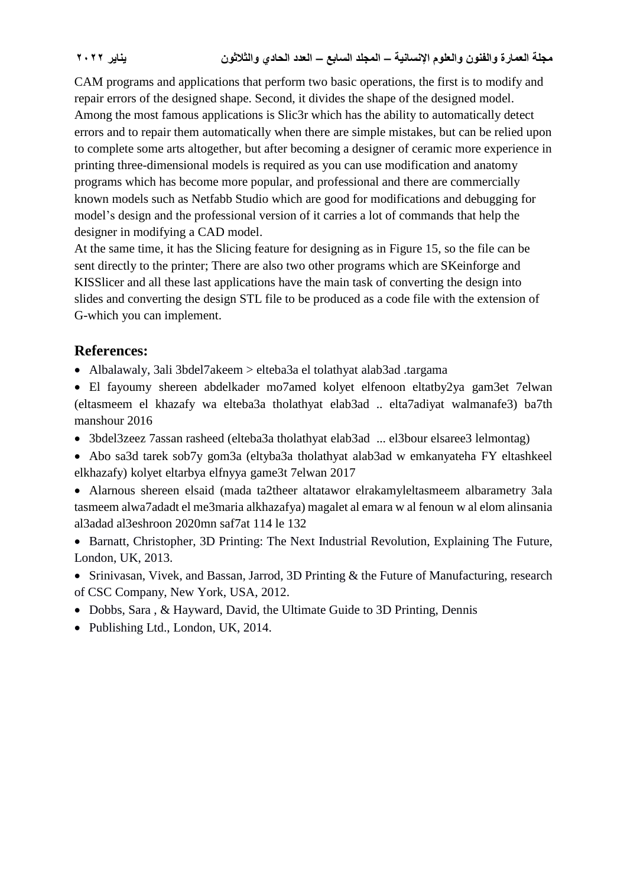CAM programs and applications that perform two basic operations, the first is to modify and repair errors of the designed shape. Second, it divides the shape of the designed model. Among the most famous applications is Slic3r which has the ability to automatically detect errors and to repair them automatically when there are simple mistakes, but can be relied upon to complete some arts altogether, but after becoming a designer of ceramic more experience in printing three-dimensional models is required as you can use modification and anatomy programs which has become more popular, and professional and there are commercially known models such as Netfabb Studio which are good for modifications and debugging for model's design and the professional version of it carries a lot of commands that help the designer in modifying a CAD model.

At the same time, it has the Slicing feature for designing as in Figure 15, so the file can be sent directly to the printer; There are also two other programs which are SKeinforge and KISSlicer and all these last applications have the main task of converting the design into slides and converting the design STL file to be produced as a code file with the extension of G-which you can implement.

## References:

- Albalawaly, 3ali 3bdel7akeem > elteba3a el tolathyat alab3ad .targama
- El fayoumy shereen abdelkader mo7amed kolyet elfenoon eltatby2ya gam3et 7elwan (eltasmeem el khazafy wa elteba3a tholathyat elab3ad .. elta7adiyat walmanafe3) ba7th manshour 2016
- 3bdel3zeez 7assan rasheed (elteba3a tholathyat elab3ad ... el3bour elsaree3 lelmontag)
- Abo sa3d tarek sob7y gom3a (eltyba3a tholathyat alab3ad w emkanyateha FY eltashkeel elkhazafy) kolyet eltarbya elfnyya game3t 7elwan 2017
- Alarnous shereen elsaid (mada ta2theer altatawor elrakamyleltasmeem albarametry 3ala tasmeem alwa7adadt el me3maria alkhazafya) magalet al emara w al fenoun w al elom alinsania al3adad al3eshroon 2020mn saf7at 114 le 132
- Barnatt, Christopher, 3D Printing: The Next Industrial Revolution, Explaining The Future, London, UK, 2013.
- Srinivasan, Vivek, and Bassan, Jarrod, 3D Printing & the Future of Manufacturing, research of CSC Company, New York, USA, 2012.
- Dobbs, Sara , & Hayward, David, the Ultimate Guide to 3D Printing, Dennis
- Publishing Ltd., London, UK, 2014.